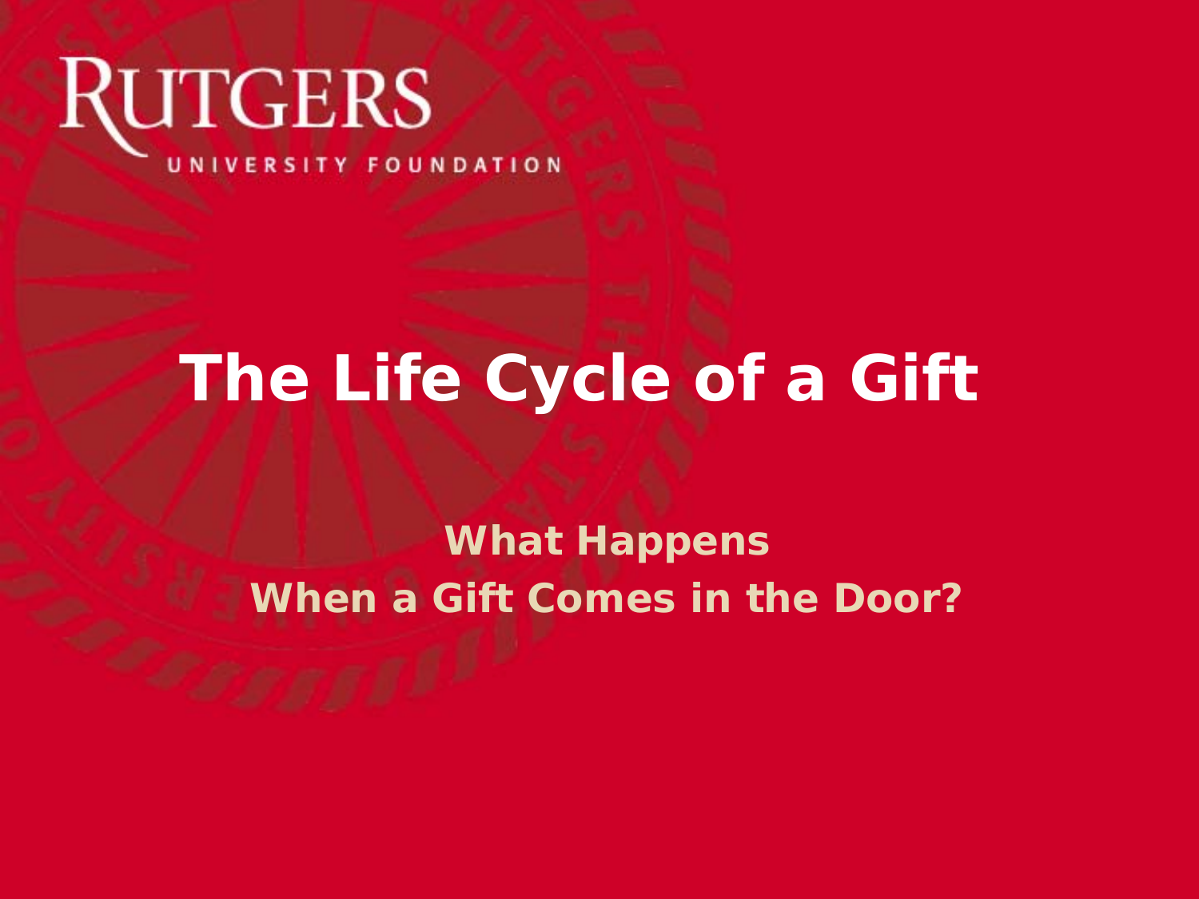RUTGERS

UNIVERSITY FOUNDATION

# The Life Cycle of a Gift

## What Happens
## When a Gift Comes in the Door?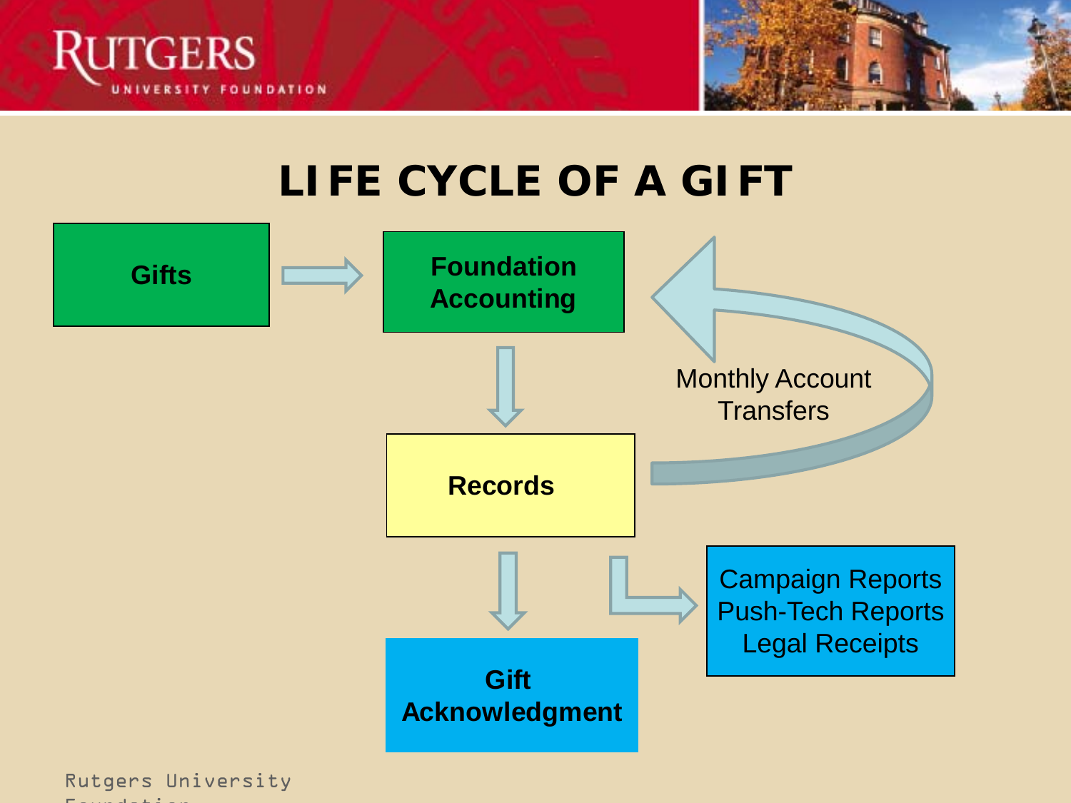# LIFE CYCLE OF A GIFT

Gifts

Foundation Accounting

Monthly Account Transfers

Records

Gift Acknowledgment

Campaign Reports
Push-Tech Reports
Legal Receipts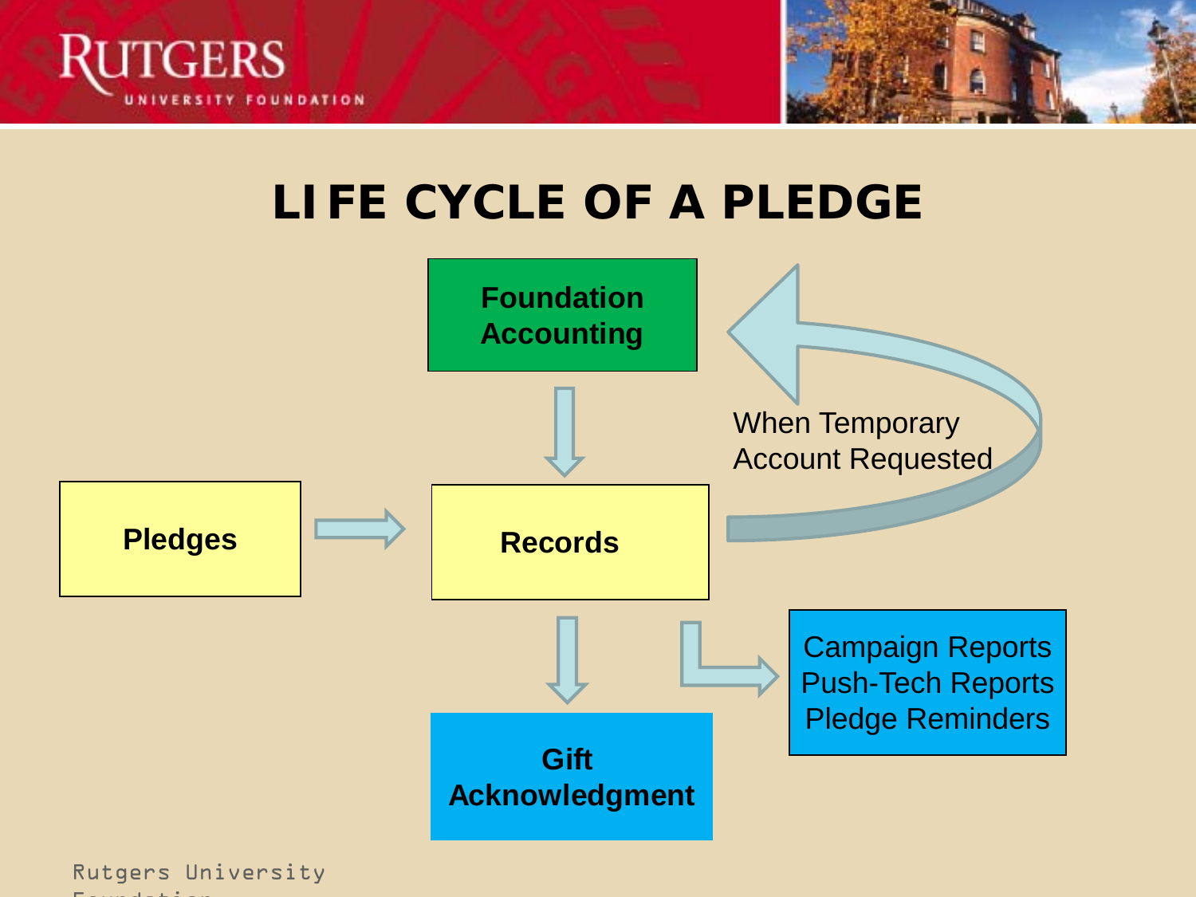# LIFE CYCLE OF A PLEDGE

Foundation Accounting

Pledges

Records

When Temporary Account Requested

Gift Acknowledgment

Campaign Reports
Push-Tech Reports
Pledge Reminders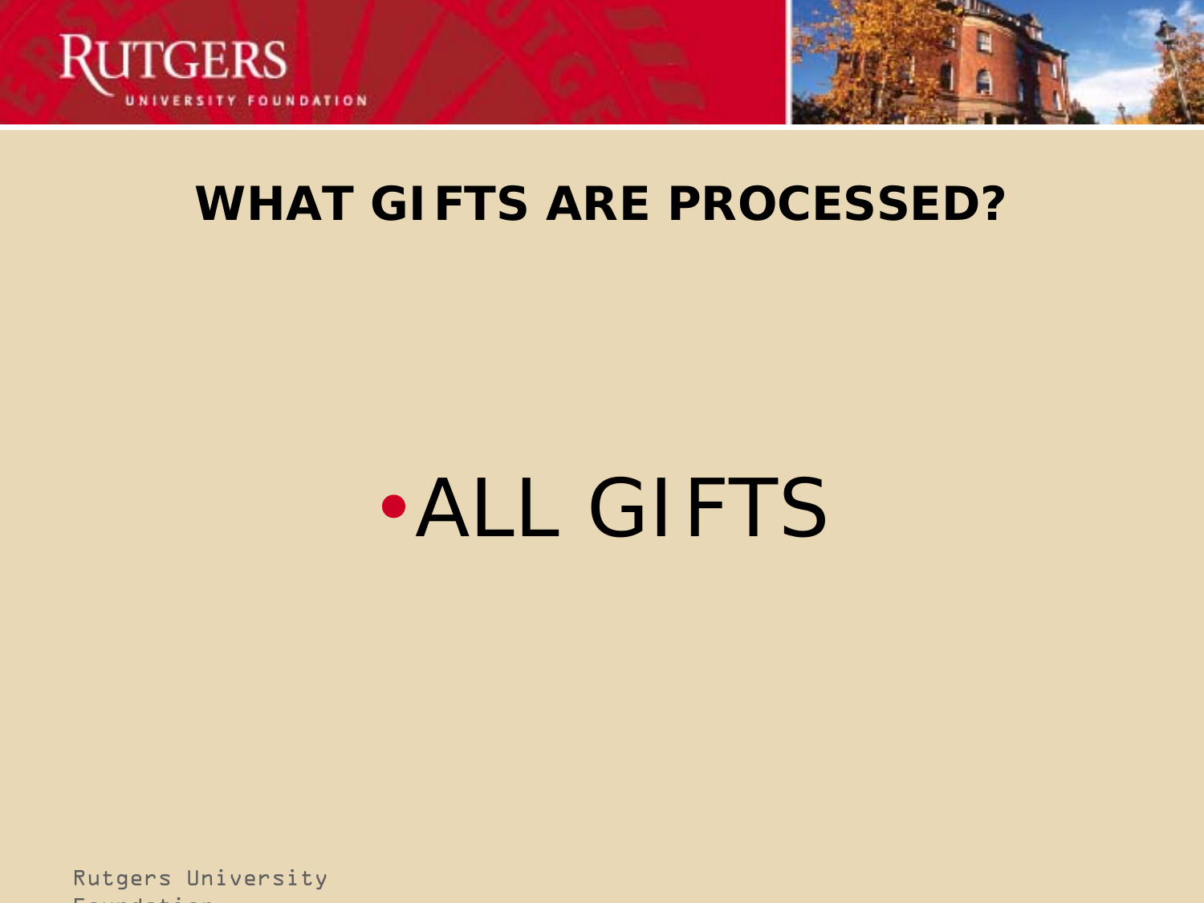## WHAT GIFTS ARE PROCESSED?

- ALL GIFTS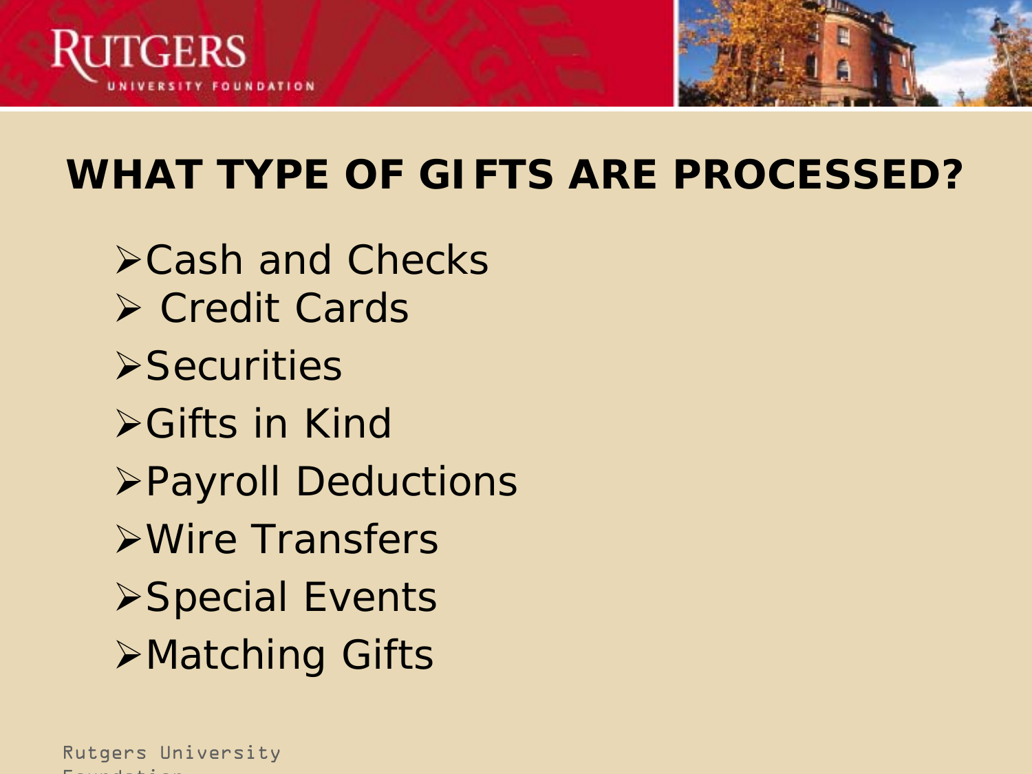## WHAT TYPE OF GIFTS ARE PROCESSED?

- Cash and Checks
- Credit Cards
- Securities
- Gifts in Kind
- Payroll Deductions
- Wire Transfers
- Special Events
- Matching Gifts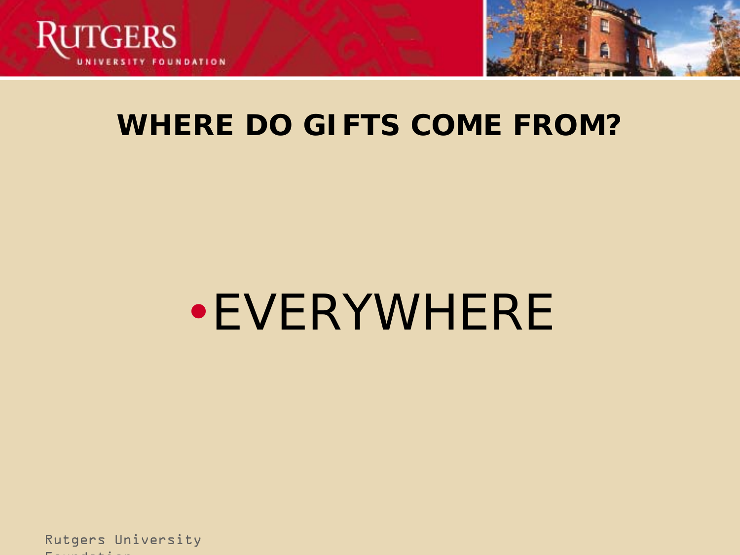## WHERE DO GIFTS COME FROM?

- EVERYWHERE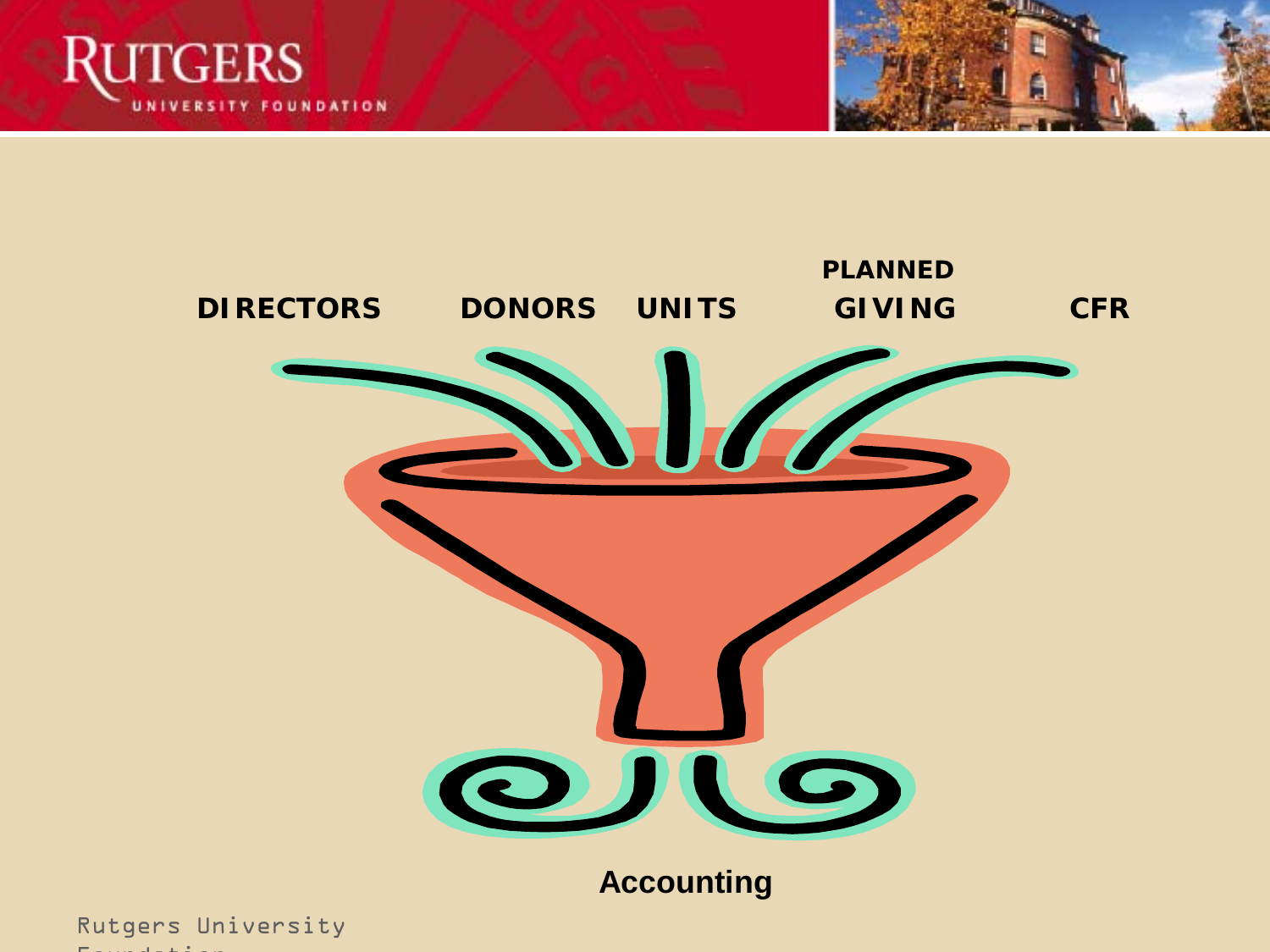DIRECTORS DONORS UNITS PLANNED GIVING CFR

Accounting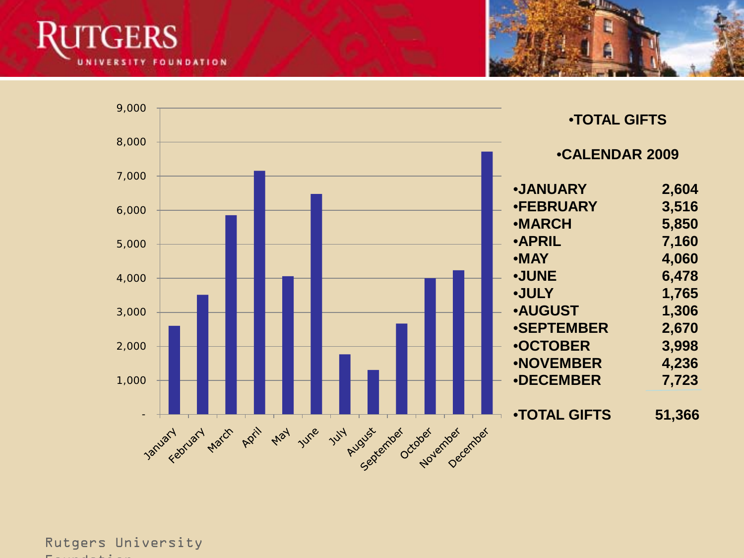RUTGERS UNIVERSITY FOUNDATION

## TOTAL GIFTS

### CALENDAR 2009

| Month | Gifts |
|---|---|
| JANUARY | 2,604 |
| FEBRUARY | 3,516 |
| MARCH | 5,850 |
| APRIL | 7,160 |
| MAY | 4,060 |
| JUNE | 6,478 |
| JULY | 1,765 |
| AUGUST | 1,306 |
| SEPTEMBER | 2,670 |
| OCTOBER | 3,998 |
| NOVEMBER | 4,236 |
| DECEMBER | 7,723 |
| **TOTAL GIFTS** | **51,366** |

Rutgers University Foundation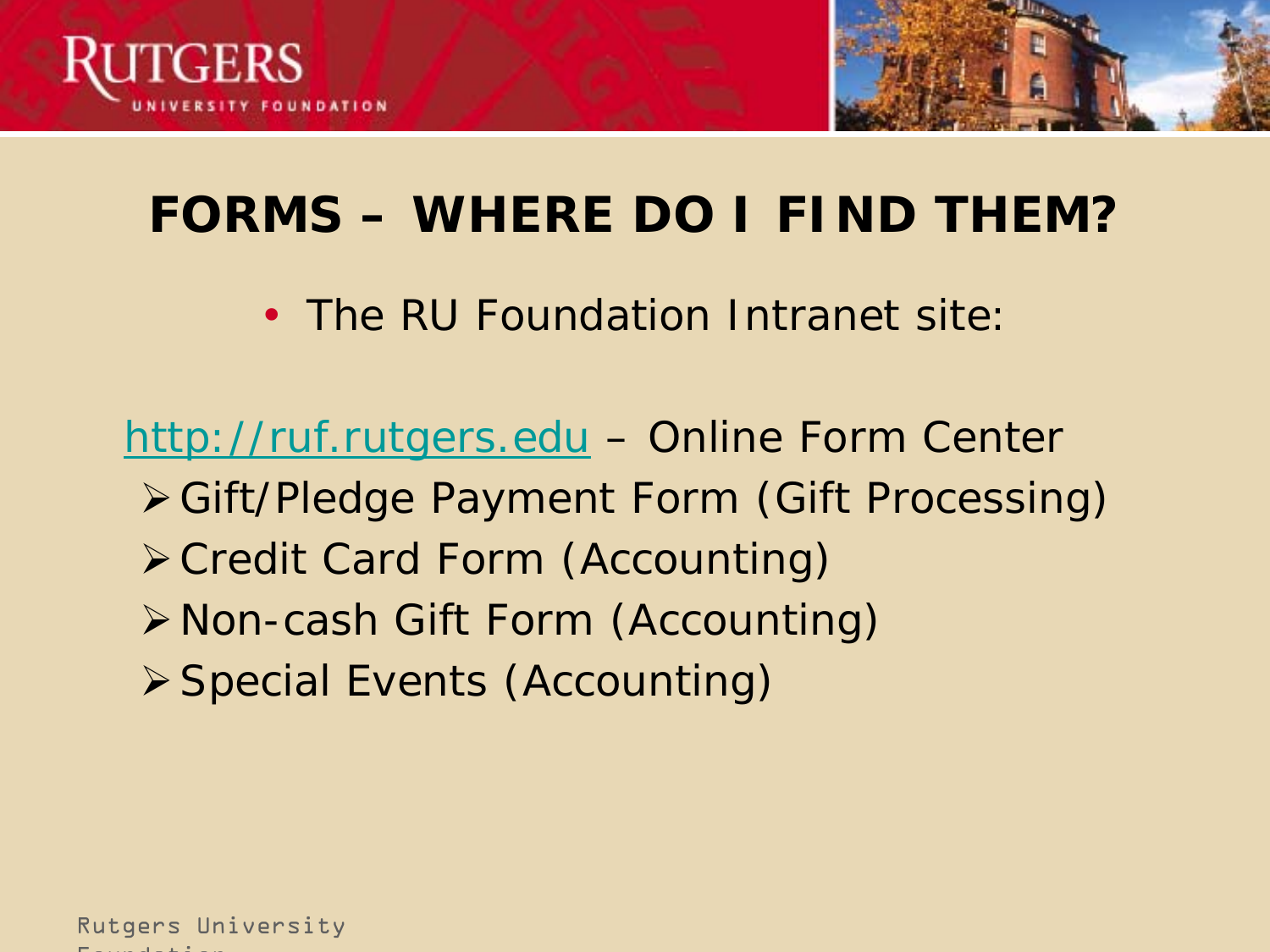# FORMS – WHERE DO I FIND THEM?

- The RU Foundation Intranet site:

http://ruf.rutgers.edu – Online Form Center

- Gift/Pledge Payment Form (Gift Processing)
- Credit Card Form (Accounting)
- Non-cash Gift Form (Accounting)
- Special Events (Accounting)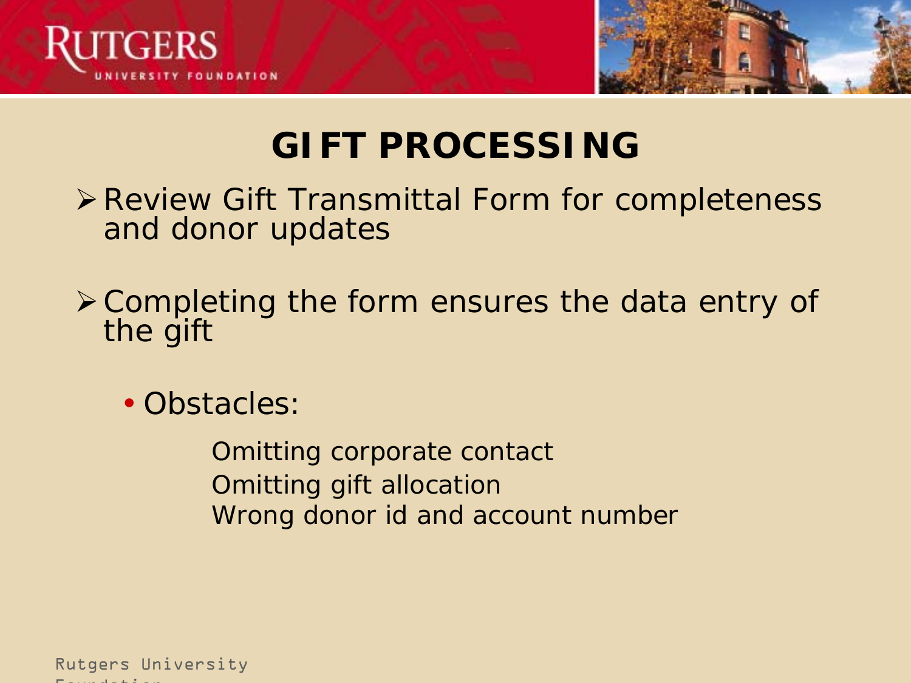# GIFT PROCESSING

- Review Gift Transmittal Form for completeness and donor updates
- Completing the form ensures the data entry of the gift
  - Obstacles:

    Omitting corporate contact
    Omitting gift allocation
    Wrong donor id and account number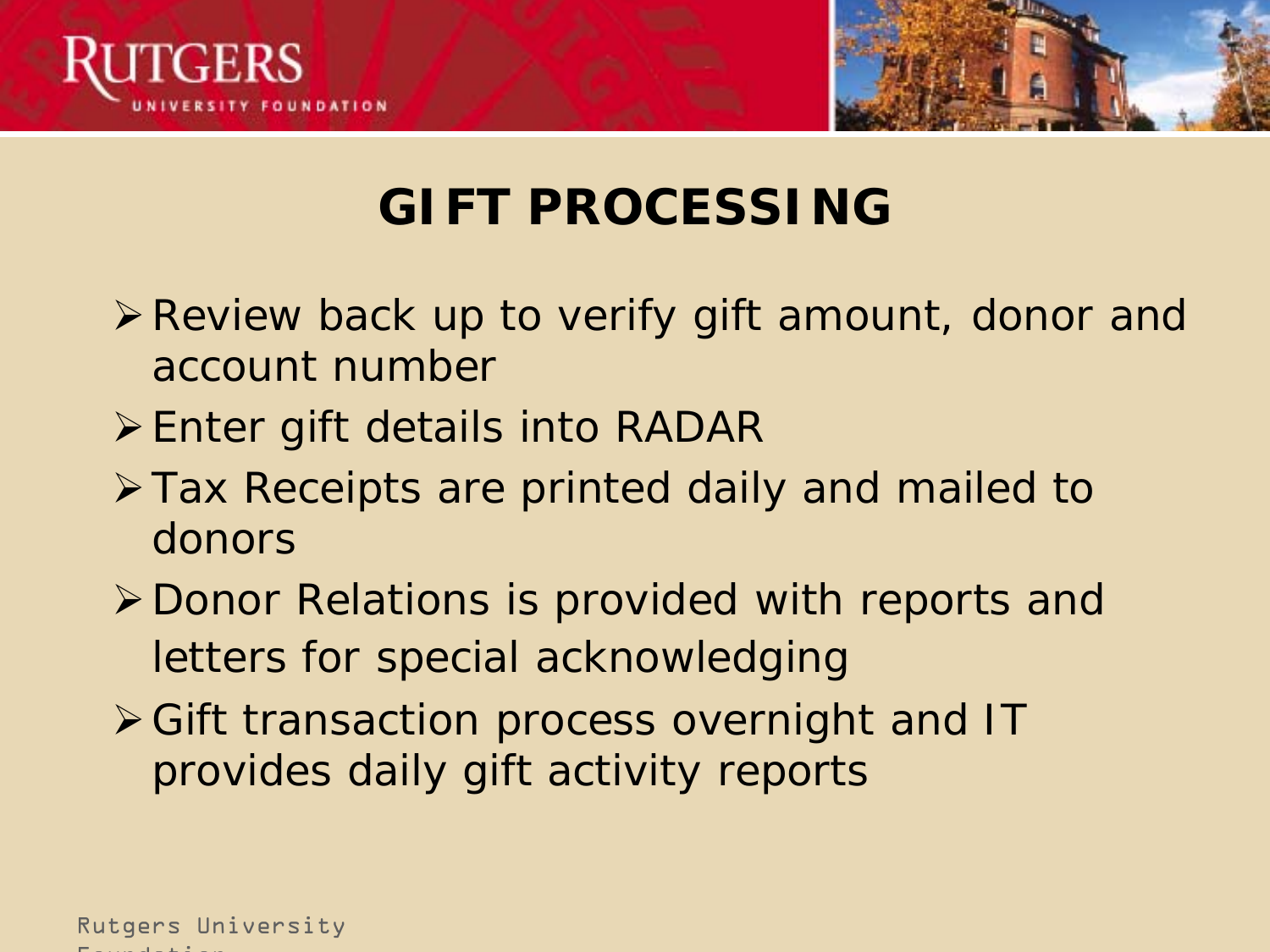# GIFT PROCESSING

- Review back up to verify gift amount, donor and account number
- Enter gift details into RADAR
- Tax Receipts are printed daily and mailed to donors
- Donor Relations is provided with reports and letters for special acknowledging
- Gift transaction process overnight and IT provides daily gift activity reports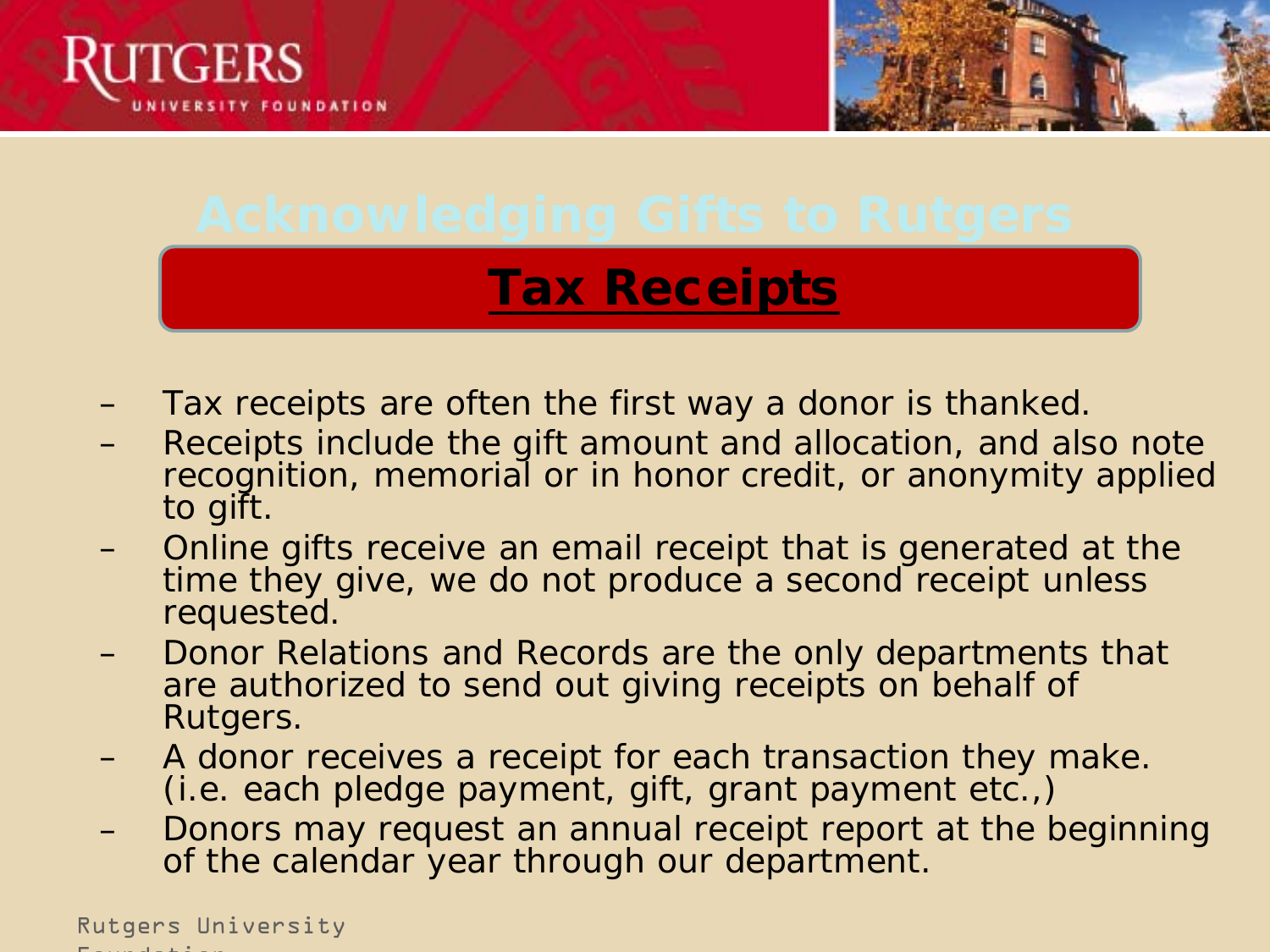# Acknowledging Gifts to Rutgers

## Tax Receipts

- Tax receipts are often the first way a donor is thanked.
- Receipts include the gift amount and allocation, and also note recognition, memorial or in honor credit, or anonymity applied to gift.
- Online gifts receive an email receipt that is generated at the time they give, we do not produce a second receipt unless requested.
- Donor Relations and Records are the only departments that are authorized to send out giving receipts on behalf of Rutgers.
- A donor receives a receipt for each transaction they make. (i.e. each pledge payment, gift, grant payment etc.,)
- Donors may request an annual receipt report at the beginning of the calendar year through our department.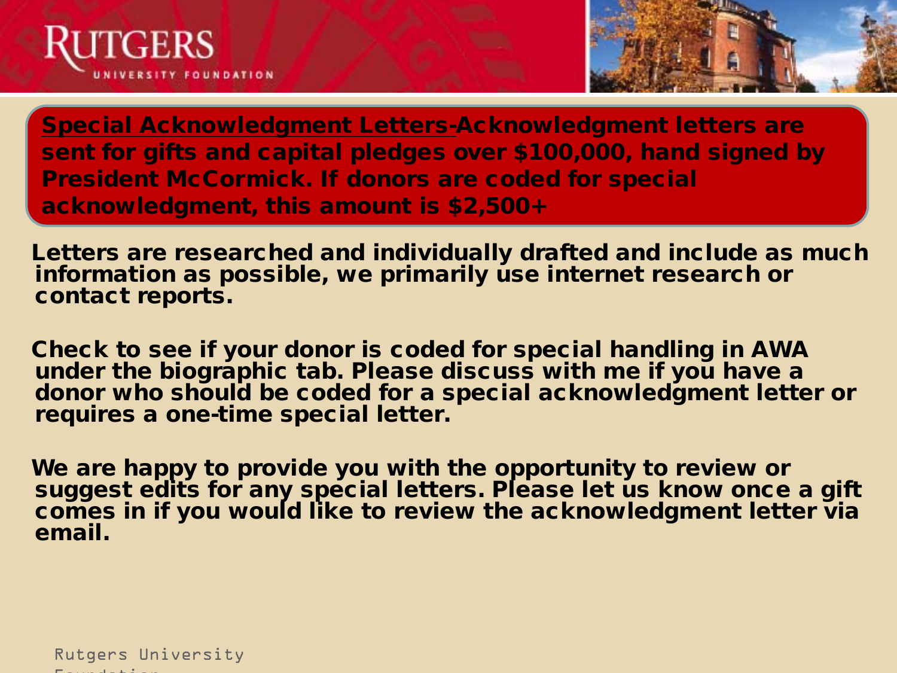RUTGERS

UNIVERSITY FOUNDATION

**Special Acknowledgment Letters-Acknowledgment letters are sent for gifts and capital pledges over $100,000, hand signed by President McCormick. If donors are coded for special acknowledgment, this amount is $2,500+**

**Letters are researched and individually drafted and include as much information as possible, we primarily use internet research or contact reports.**

**Check to see if your donor is coded for special handling in AWA under the biographic tab. Please discuss with me if you have a donor who should be coded for a special acknowledgment letter or requires a one-time special letter.**

**We are happy to provide you with the opportunity to review or suggest edits for any special letters. Please let us know once a gift comes in if you would like to review the acknowledgment letter via email.**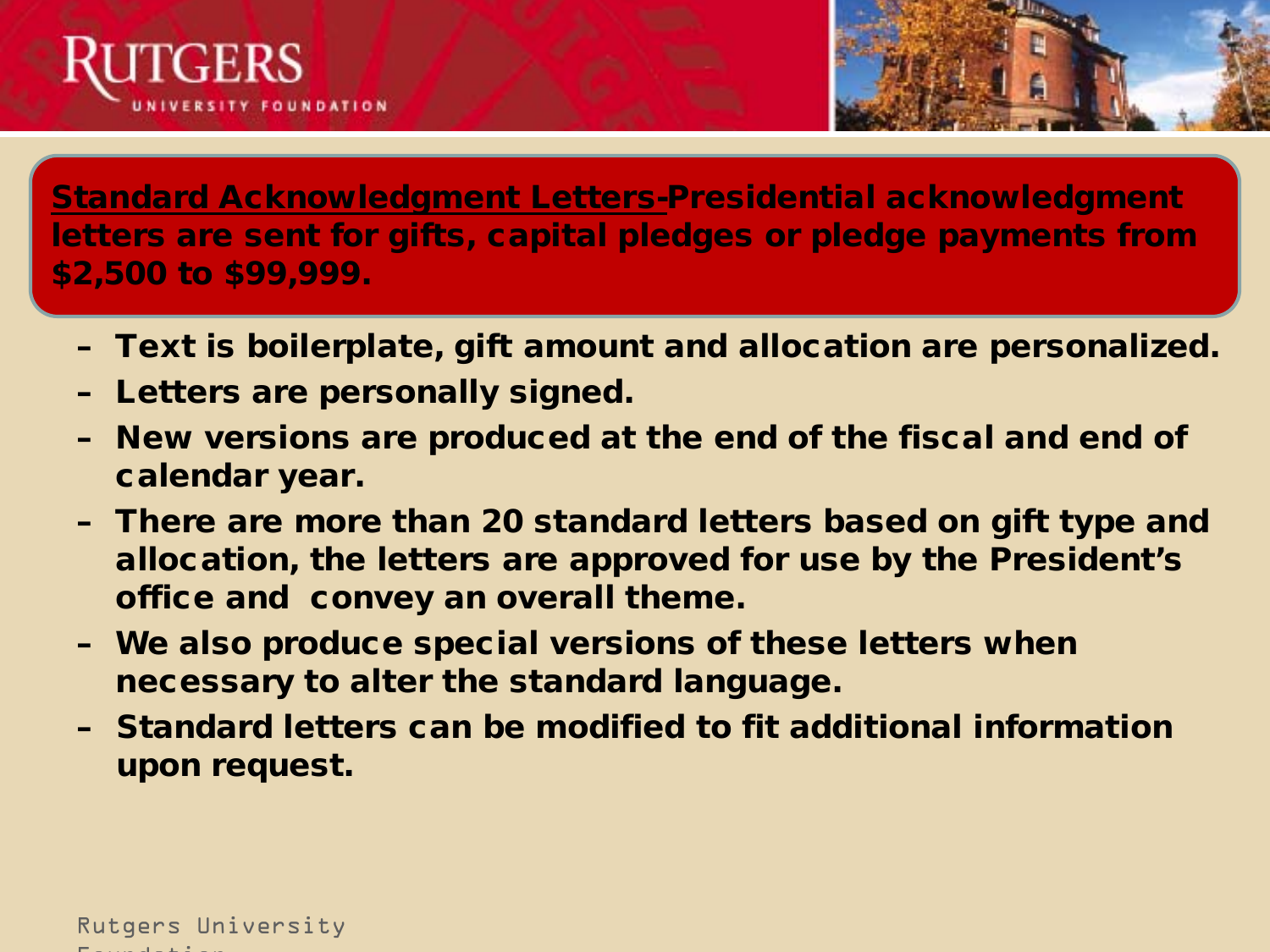**Standard Acknowledgment Letters-Presidential acknowledgment letters are sent for gifts, capital pledges or pledge payments from $2,500 to $99,999.**

- Text is boilerplate, gift amount and allocation are personalized.
- Letters are personally signed.
- New versions are produced at the end of the fiscal and end of calendar year.
- There are more than 20 standard letters based on gift type and allocation, the letters are approved for use by the President's office and convey an overall theme.
- We also produce special versions of these letters when necessary to alter the standard language.
- Standard letters can be modified to fit additional information upon request.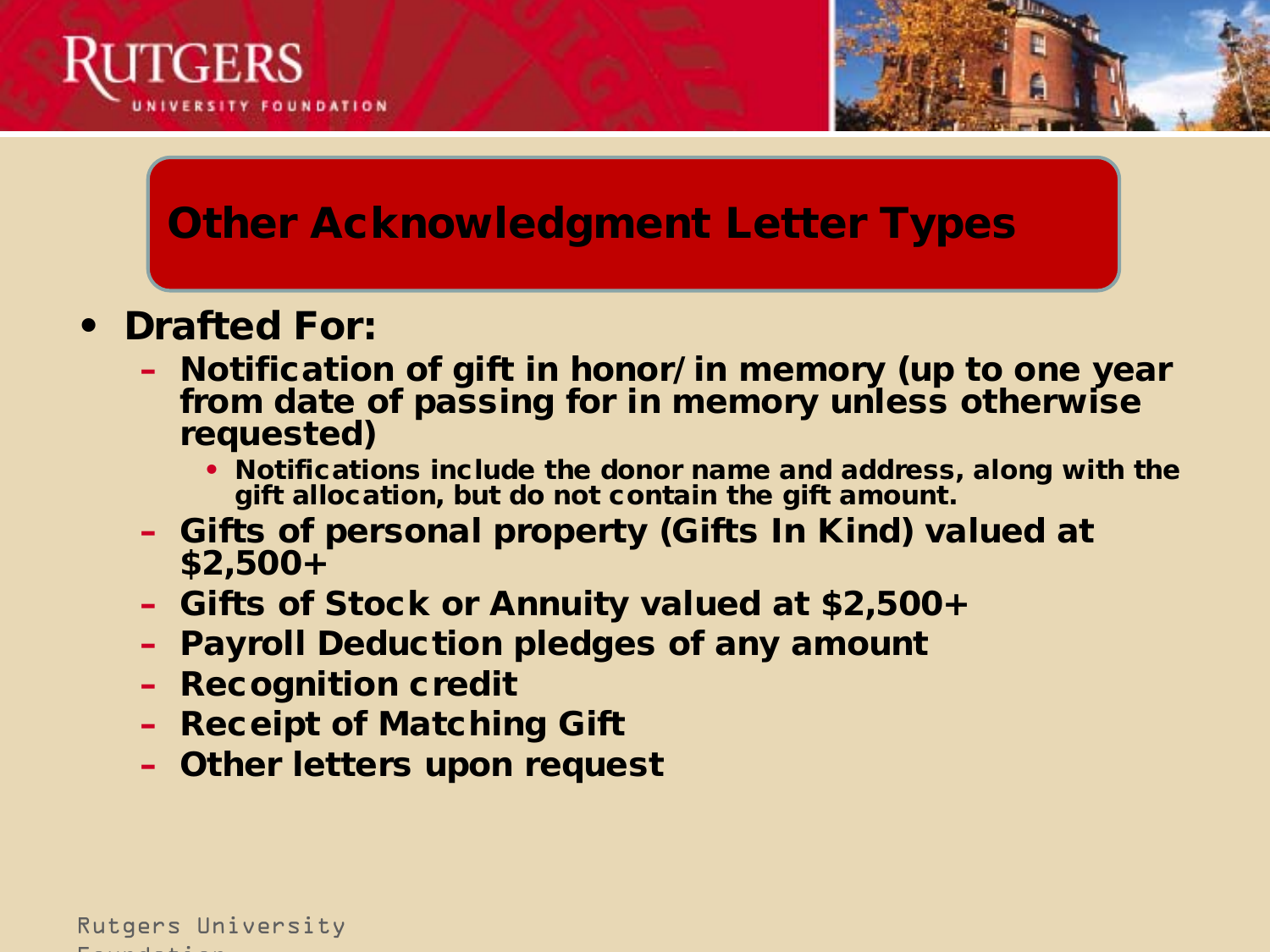## Other Acknowledgment Letter Types

- **Drafted For:**
  - **Notification of gift in honor/in memory (up to one year from date of passing for in memory unless otherwise requested)**
    - **Notifications include the donor name and address, along with the gift allocation, but do not contain the gift amount.**
  - **Gifts of personal property (Gifts In Kind) valued at $2,500+**
  - **Gifts of Stock or Annuity valued at $2,500+**
  - **Payroll Deduction pledges of any amount**
  - **Recognition credit**
  - **Receipt of Matching Gift**
  - **Other letters upon request**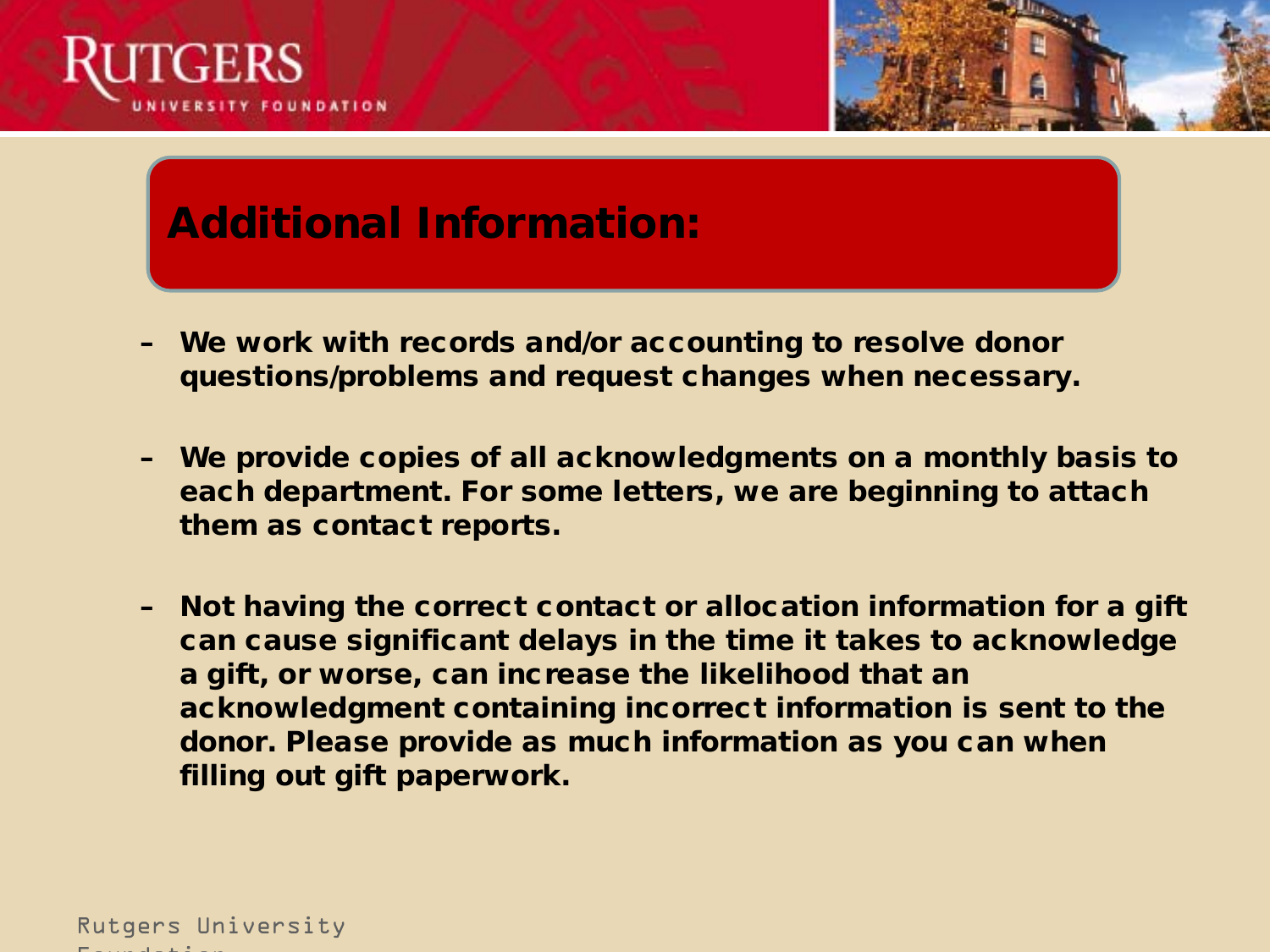## Additional Information:

- We work with records and/or accounting to resolve donor questions/problems and request changes when necessary.
- We provide copies of all acknowledgments on a monthly basis to each department. For some letters, we are beginning to attach them as contact reports.
- Not having the correct contact or allocation information for a gift can cause significant delays in the time it takes to acknowledge a gift, or worse, can increase the likelihood that an acknowledgment containing incorrect information is sent to the donor. Please provide as much information as you can when filling out gift paperwork.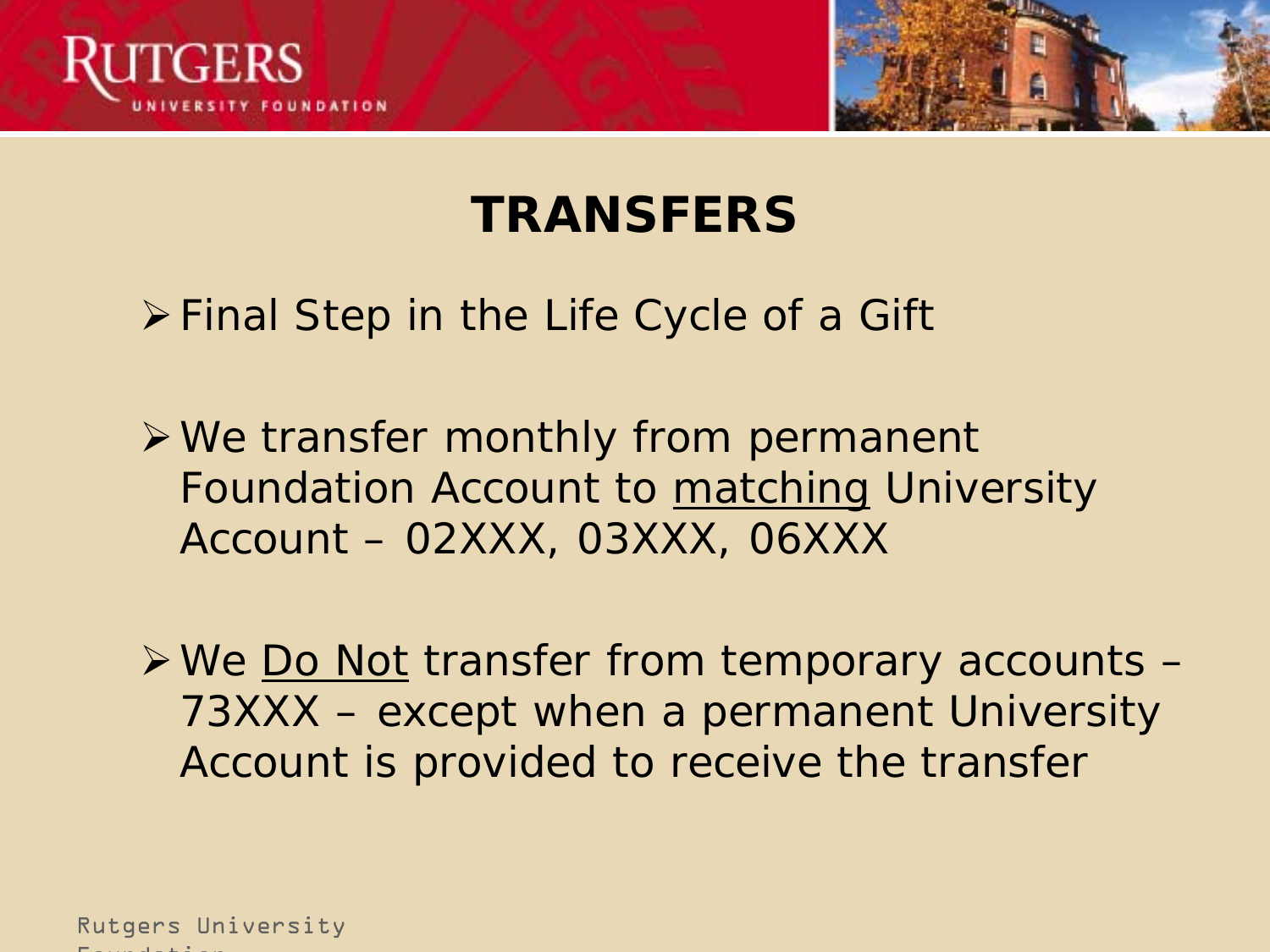# TRANSFERS

- Final Step in the Life Cycle of a Gift
- We transfer monthly from permanent Foundation Account to matching University Account – 02XXX, 03XXX, 06XXX
- We Do Not transfer from temporary accounts – 73XXX – except when a permanent University Account is provided to receive the transfer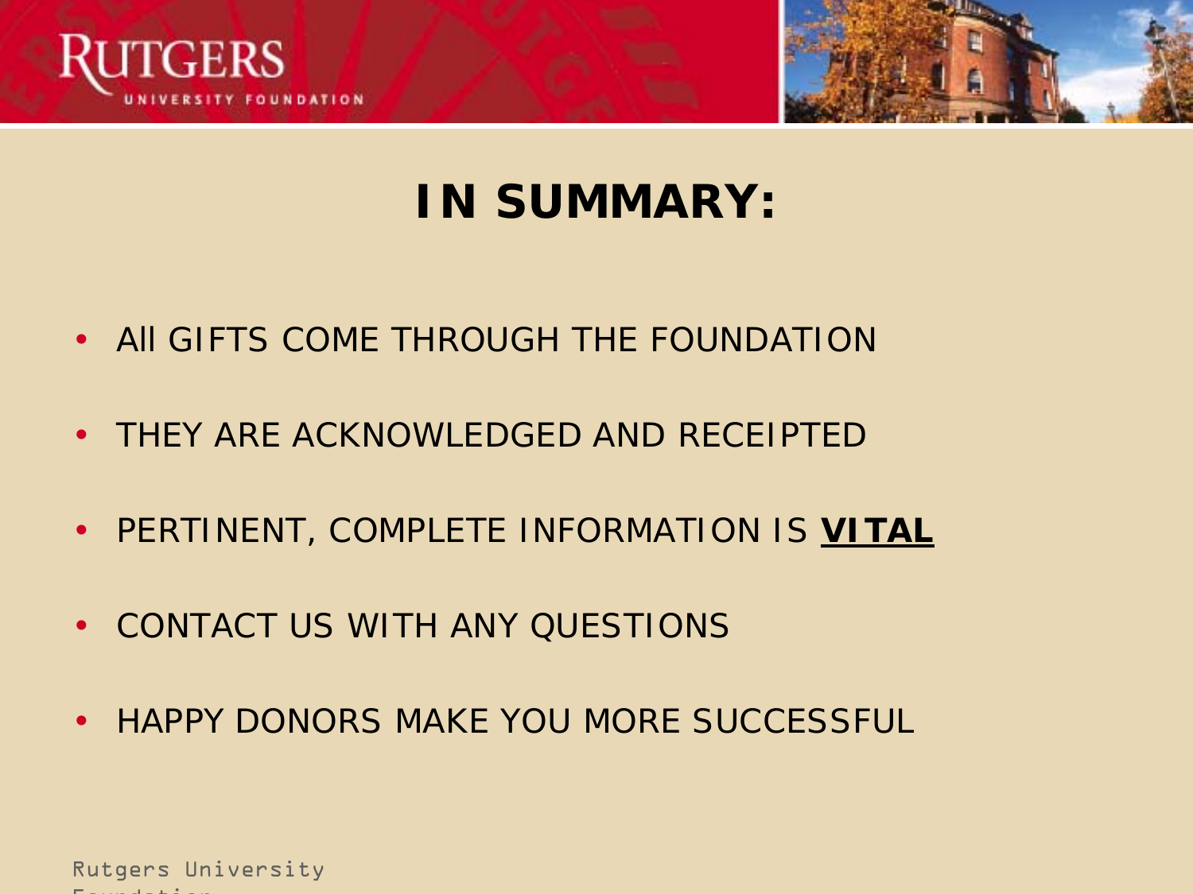# IN SUMMARY:

- All GIFTS COME THROUGH THE FOUNDATION
- THEY ARE ACKNOWLEDGED AND RECEIPTED
- PERTINENT, COMPLETE INFORMATION IS **VITAL**
- CONTACT US WITH ANY QUESTIONS
- HAPPY DONORS MAKE YOU MORE SUCCESSFUL